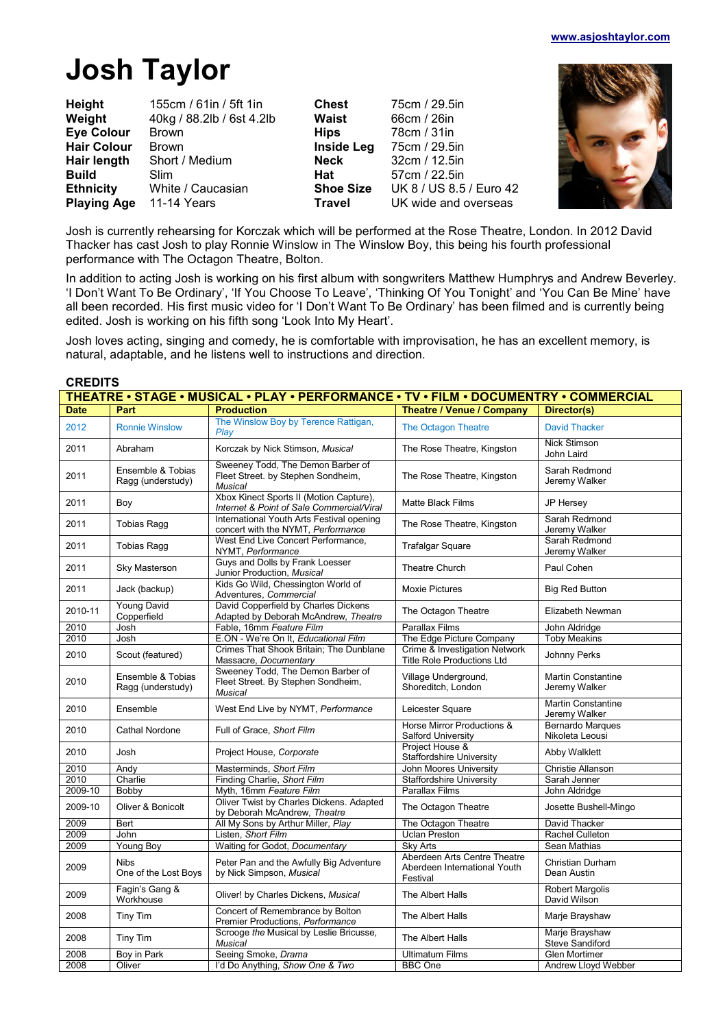www.asjoshtaylor.com

# Josh Taylor

| | | | |
|---|---|---|---|
| **Height** | 155cm / 61in / 5ft 1in | **Chest** | 75cm / 29.5in |
| **Weight** | 40kg / 88.2lb / 6st 4.2lb | **Waist** | 66cm / 26in |
| **Eye Colour** | Brown | **Hips** | 78cm / 31in |
| **Hair Colour** | Brown | **Inside Leg** | 75cm / 29.5in |
| **Hair length** | Short / Medium | **Neck** | 32cm / 12.5in |
| **Build** | Slim | **Hat** | 57cm / 22.5in |
| **Ethnicity** | White / Caucasian | **Shoe Size** | UK 8 / US 8.5 / Euro 42 |
| **Playing Age** | 11-14 Years | **Travel** | UK wide and overseas |

Josh is currently rehearsing for Korczak which will be performed at the Rose Theatre, London. In 2012 David Thacker has cast Josh to play Ronnie Winslow in The Winslow Boy, this being his fourth professional performance with The Octagon Theatre, Bolton.

In addition to acting Josh is working on his first album with songwriters Matthew Humphrys and Andrew Beverley. 'I Don't Want To Be Ordinary', 'If You Choose To Leave', 'Thinking Of You Tonight' and 'You Can Be Mine' have all been recorded. His first music video for 'I Don't Want To Be Ordinary' has been filmed and is currently being edited. Josh is working on his fifth song 'Look Into My Heart'.

Josh loves acting, singing and comedy, he is comfortable with improvisation, he has an excellent memory, is natural, adaptable, and he listens well to instructions and direction.

## CREDITS

**THEATRE • STAGE • MUSICAL • PLAY • PERFORMANCE • TV • FILM • DOCUMENTRY • COMMERCIAL**

| Date | Part | Production | Theatre / Venue / Company | Director(s) |
|---|---|---|---|---|
| 2012 | Ronnie Winslow | The Winslow Boy by Terence Rattigan, *Play* | The Octagon Theatre | David Thacker |
| 2011 | Abraham | Korczak by Nick Stimson, *Musical* | The Rose Theatre, Kingston | Nick Stimson<br>John Laird |
| 2011 | Ensemble & Tobias Ragg (understudy) | Sweeney Todd, The Demon Barber of Fleet Street. by Stephen Sondheim, *Musical* | The Rose Theatre, Kingston | Sarah Redmond<br>Jeremy Walker |
| 2011 | Boy | Xbox Kinect Sports II (Motion Capture), *Internet & Point of Sale Commercial/Viral* | Matte Black Films | JP Hersey |
| 2011 | Tobias Ragg | International Youth Arts Festival opening concert with the NYMT, *Performance* | The Rose Theatre, Kingston | Sarah Redmond<br>Jeremy Walker |
| 2011 | Tobias Ragg | West End Live Concert Performance, NYMT, *Performance* | Trafalgar Square | Sarah Redmond<br>Jeremy Walker |
| 2011 | Sky Masterson | Guys and Dolls by Frank Loesser Junior Production, *Musical* | Theatre Church | Paul Cohen |
| 2011 | Jack (backup) | Kids Go Wild, Chessington World of Adventures, *Commercial* | Moxie Pictures | Big Red Button |
| 2010-11 | Young David Copperfield | David Copperfield by Charles Dickens Adapted by Deborah McAndrew, *Theatre* | The Octagon Theatre | Elizabeth Newman |
| 2010 | Josh | Fable, 16mm *Feature Film* | Parallax Films | John Aldridge |
| 2010 | Josh | E.ON - We're On It, *Educational Film* | The Edge Picture Company | Toby Meakins |
| 2010 | Scout (featured) | Crimes That Shook Britain; The Dunblane Massacre, *Documentary* | Crime & Investigation Network Title Role Productions Ltd | Johnny Perks |
| 2010 | Ensemble & Tobias Ragg (understudy) | Sweeney Todd, The Demon Barber of Fleet Street. By Stephen Sondheim, *Musical* | Village Underground, Shoreditch, London | Martin Constantine<br>Jeremy Walker |
| 2010 | Ensemble | West End Live by NYMT, *Performance* | Leicester Square | Martin Constantine<br>Jeremy Walker |
| 2010 | Cathal Nordone | Full of Grace, *Short Film* | Horse Mirror Productions & Salford University | Bernardo Marques<br>Nikoleta Leousi |
| 2010 | Josh | Project House, *Corporate* | Project House & Staffordshire University | Abby Walklett |
| 2010 | Andy | Masterminds, *Short Film* | John Moores University | Christie Allanson |
| 2010 | Charlie | Finding Charlie, *Short Film* | Staffordshire University | Sarah Jenner |
| 2009-10 | Bobby | Myth, 16mm *Feature Film* | Parallax Films | John Aldridge |
| 2009-10 | Oliver & Bonicolt | Oliver Twist by Charles Dickens. Adapted by Deborah McAndrew, *Theatre* | The Octagon Theatre | Josette Bushell-Mingo |
| 2009 | Bert | All My Sons by Arthur Miller, *Play* | The Octagon Theatre | David Thacker |
| 2009 | John | Listen, *Short Film* | Uclan Preston | Rachel Culleton |
| 2009 | Young Boy | Waiting for Godot, *Documentary* | Sky Arts | Sean Mathias |
| 2009 | Nibs<br>One of the Lost Boys | Peter Pan and the Awfully Big Adventure by Nick Simpson, *Musical* | Aberdeen Arts Centre Theatre Aberdeen International Youth Festival | Christian Durham<br>Dean Austin |
| 2009 | Fagin's Gang & Workhouse | Oliver! by Charles Dickens, *Musical* | The Albert Halls | Robert Margolis<br>David Wilson |
| 2008 | Tiny Tim | Concert of Remembrance by Bolton Premier Productions, *Performance* | The Albert Halls | Marje Brayshaw |
| 2008 | Tiny Tim | Scrooge *the* Musical by Leslie Bricusse, *Musical* | The Albert Halls | Marje Brayshaw<br>Steve Sandiford |
| 2008 | Boy in Park | Seeing Smoke, *Drama* | Ultimatum Films | Glen Mortimer |
| 2008 | Oliver | I'd Do Anything, *Show One & Two* | BBC One | Andrew Lloyd Webber |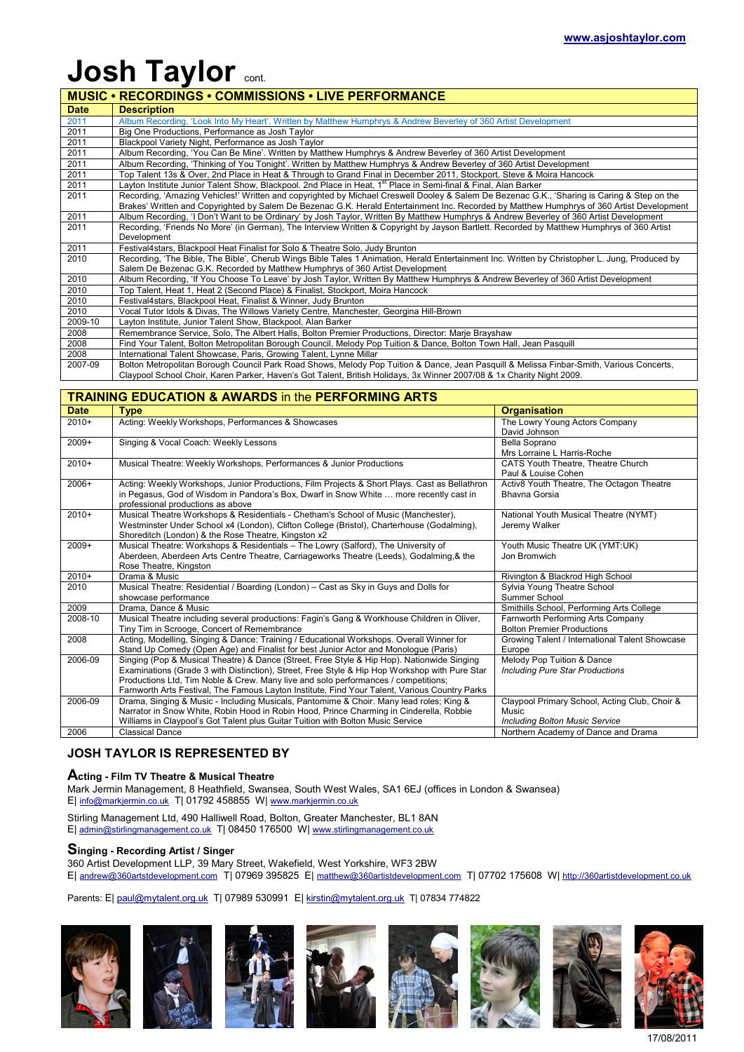www.asjoshtaylor.com

# Josh Taylor cont.

## MUSIC • RECORDINGS • COMMISSIONS • LIVE PERFORMANCE

| Date | Description |
|---|---|
| 2011 | Album Recording, 'Look Into My Heart'. Written by Matthew Humphrys & Andrew Beverley of 360 Artist Development |
| 2011 | Big One Productions, Performance as Josh Taylor |
| 2011 | Blackpool Variety Night, Performance as Josh Taylor |
| 2011 | Album Recording, 'You Can Be Mine'. Written by Matthew Humphrys & Andrew Beverley of 360 Artist Development |
| 2011 | Album Recording, 'Thinking of You Tonight'. Written by Matthew Humphrys & Andrew Beverley of 360 Artist Development |
| 2011 | Top Talent 13s & Over, 2nd Place in Heat & Through to Grand Final in December 2011, Stockport, Steve & Moira Hancock |
| 2011 | Layton Institute Junior Talent Show, Blackpool. 2nd Place in Heat, 1st Place in Semi-final & Final, Alan Barker |
| 2011 | Recording, 'Amazing Vehicles!' Written and copyrighted by Michael Creswell Dooley & Salem De Bezenac G.K., 'Sharing is Caring & Step on the Brakes' Written and Copyrighted by Salem De Bezenac G.K. Herald Entertainment Inc. Recorded by Matthew Humphrys of 360 Artist Development |
| 2011 | Album Recording, 'I Don't Want to be Ordinary' by Josh Taylor, Written By Matthew Humphrys & Andrew Beverley of 360 Artist Development |
| 2011 | Recording, 'Friends No More' (in German), The Interview Written & Copyright by Jayson Bartlett. Recorded by Matthew Humphrys of 360 Artist Development |
| 2011 | Festival4stars, Blackpool Heat Finalist for Solo & Theatre Solo, Judy Brunton |
| 2010 | Recording, 'The Bible, The Bible', Cherub Wings Bible Tales 1 Animation, Herald Entertainment Inc. Written by Christopher L. Jung, Produced by Salem De Bezenac G.K. Recorded by Matthew Humphrys of 360 Artist Development |
| 2010 | Album Recording, 'If You Choose To Leave' by Josh Taylor, Written By Matthew Humphrys & Andrew Beverley of 360 Artist Development |
| 2010 | Top Talent, Heat 1, Heat 2 (Second Place) & Finalist, Stockport, Moira Hancock |
| 2010 | Festival4stars, Blackpool Heat, Finalist & Winner, Judy Brunton |
| 2010 | Vocal Tutor Idols & Divas, The Willows Variety Centre, Manchester, Georgina Hill-Brown |
| 2009-10 | Layton Institute, Junior Talent Show, Blackpool, Alan Barker |
| 2008 | Remembrance Service, Solo, The Albert Halls, Bolton Premier Productions, Director: Marje Brayshaw |
| 2008 | Find Your Talent, Bolton Metropolitan Borough Council, Melody Pop Tuition & Dance, Bolton Town Hall, Jean Pasquill |
| 2008 | International Talent Showcase, Paris, Growing Talent, Lynne Millar |
| 2007-09 | Bolton Metropolitan Borough Council Park Road Shows, Melody Pop Tuition & Dance, Jean Pasquill & Melissa Finbar-Smith, Various Concerts, Claypool School Choir, Karen Parker, Haven's Got Talent, British Holidays, 3x Winner 2007/08 & 1x Charity Night 2009. |

## TRAINING EDUCATION & AWARDS in the PERFORMING ARTS

| Date | Type | Organisation |
|---|---|---|
| 2010+ | Acting: Weekly Workshops, Performances & Showcases | The Lowry Young Actors Company<br>David Johnson |
| 2009+ | Singing & Vocal Coach: Weekly Lessons | Bella Soprano<br>Mrs Lorraine L Harris-Roche |
| 2010+ | Musical Theatre: Weekly Workshops, Performances & Junior Productions | CATS Youth Theatre, Theatre Church<br>Paul & Louise Cohen |
| 2006+ | Acting: Weekly Workshops, Junior Productions, Film Projects & Short Plays. Cast as Bellathron in Pegasus, God of Wisdom in Pandora's Box, Dwarf in Snow White … more recently cast in professional productions as above | Activ8 Youth Theatre, The Octagon Theatre<br>Bhavna Gorsia |
| 2010+ | Musical Theatre Workshops & Residentials - Chetham's School of Music (Manchester), Westminster Under School x4 (London), Clifton College (Bristol), Charterhouse (Godalming), Shoreditch (London) & the Rose Theatre, Kingston x2 | National Youth Musical Theatre (NYMT)<br>Jeremy Walker |
| 2009+ | Musical Theatre: Workshops & Residentials – The Lowry (Salford), The University of Aberdeen, Aberdeen Arts Centre Theatre, Carriageworks Theatre (Leeds), Godalming,& the Rose Theatre, Kingston | Youth Music Theatre UK (YMT:UK)<br>Jon Bromwich |
| 2010+ | Drama & Music | Rivington & Blackrod High School |
| 2010 | Musical Theatre: Residential / Boarding (London) – Cast as Sky in Guys and Dolls for showcase performance | Sylvia Young Theatre School<br>Summer School |
| 2009 | Drama, Dance & Music | Smithills School, Performing Arts College |
| 2008-10 | Musical Theatre including several productions: Fagin's Gang & Workhouse Children in Oliver, Tiny Tim in Scrooge, Concert of Remembrance | Farnworth Performing Arts Company<br>Bolton Premier Productions |
| 2008 | Acting, Modelling, Singing & Dance: Training / Educational Workshops. Overall Winner for Stand Up Comedy (Open Age) and Finalist for best Junior Actor and Monologue (Paris) | Growing Talent / International Talent Showcase Europe |
| 2006-09 | Singing (Pop & Musical Theatre) & Dance (Street, Free Style & Hip Hop). Nationwide Singing Examinations (Grade 3 with Distinction), Street, Free Style & Hip Hop Workshop with Pure Star Productions Ltd, Tim Noble & Crew. Many live and solo performances / competitions; Farnworth Arts Festival, The Famous Layton Institute, Find Your Talent, Various Country Parks | Melody Pop Tuition & Dance<br>*Including Pure Star Productions* |
| 2006-09 | Drama, Singing & Music - Including Musicals, Pantomime & Choir. Many lead roles; King & Narrator in Snow White, Robin Hood in Robin Hood, Prince Charming in Cinderella, Robbie Williams in Claypool's Got Talent plus Guitar Tuition with Bolton Music Service | Claypool Primary School, Acting Club, Choir & Music<br>*Including Bolton Music Service* |
| 2006 | Classical Dance | Northern Academy of Dance and Drama |

## JOSH TAYLOR IS REPRESENTED BY

### Acting - Film TV Theatre & Musical Theatre

Mark Jermin Management, 8 Heathfield, Swansea, South West Wales, SA1 6EJ (offices in London & Swansea)
E| info@markjermin.co.uk T| 01792 458855 W| www.markjermin.co.uk

Stirling Management Ltd, 490 Halliwell Road, Bolton, Greater Manchester, BL1 8AN
E| admin@stirlingmanagement.co.uk T| 08450 176500 W| www.stirlingmanagement.co.uk

### Singing - Recording Artist / Singer

360 Artist Development LLP, 39 Mary Street, Wakefield, West Yorkshire, WF3 2BW
E| andrew@360artstdevelopment.com T| 07969 395825 E| matthew@360artistdevelopment.com T| 07702 175608 W| http://360artistdevelopment.co.uk

Parents: E| paul@mytalent.org.uk T| 07989 530991 E| kirstin@mytalent.org.uk T| 07834 774822

17/08/2011